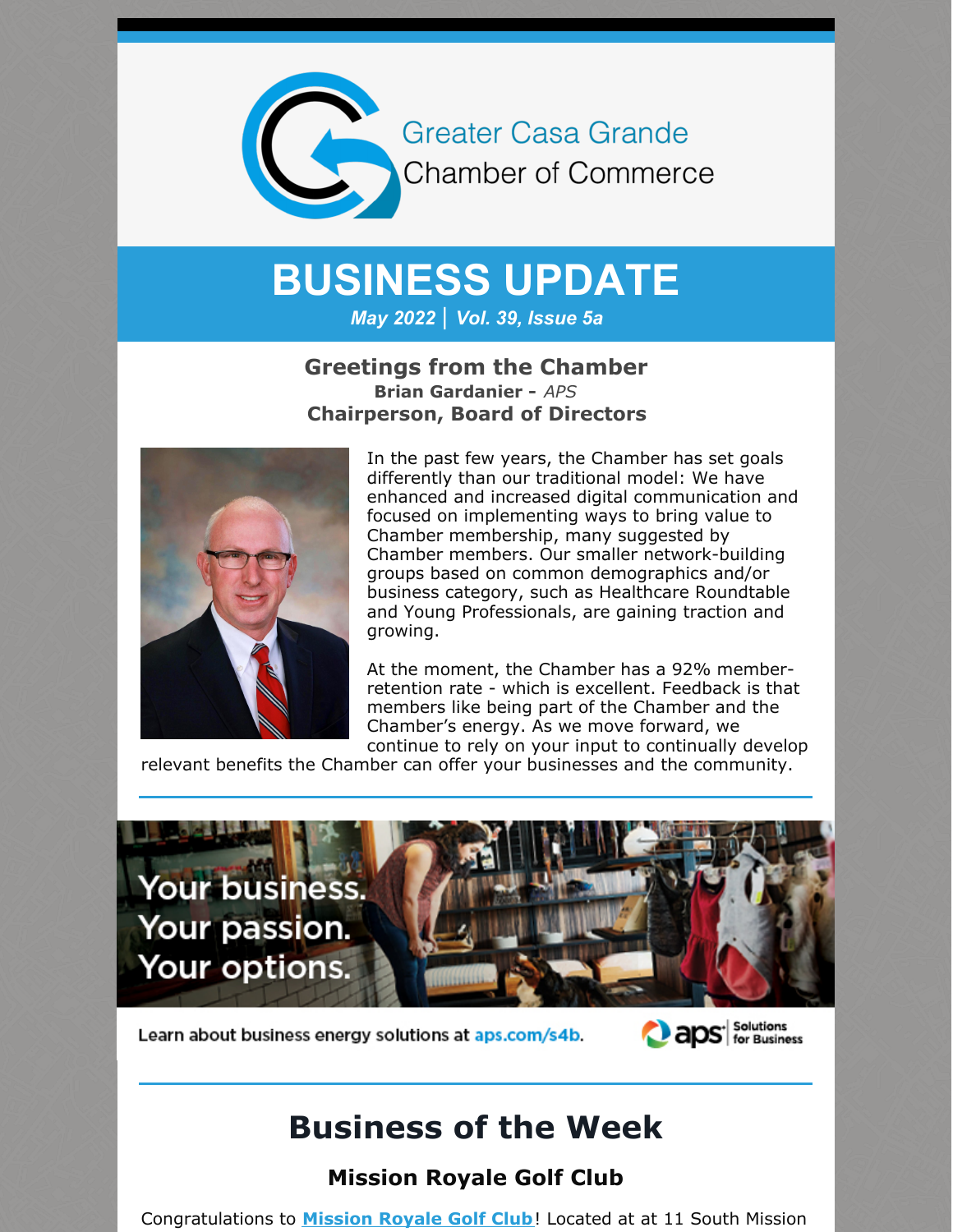Greater Casa Grande Chamber of Commerce

# BUSINESS UPDATE

***May 2022 | Vol. 39, Issue 5a***

### Greetings from the Chamber

**Brian Gardanier -** *APS*

**Chairperson, Board of Directors**

In the past few years, the Chamber has set goals differently than our traditional model: We have enhanced and increased digital communication and focused on implementing ways to bring value to Chamber membership, many suggested by Chamber members. Our smaller network-building groups based on common demographics and/or business category, such as Healthcare Roundtable and Young Professionals, are gaining traction and growing.

At the moment, the Chamber has a 92% member-retention rate - which is excellent. Feedback is that members like being part of the Chamber and the Chamber's energy. As we move forward, we continue to rely on your input to continually develop relevant benefits the Chamber can offer your businesses and the community.

---

Your business. Your passion. Your options.

Learn about business energy solutions at aps.com/s4b.

aps Solutions for Business

---

## Business of the Week

### Mission Royale Golf Club

Congratulations to **Mission Royale Golf Club**! Located at at 11 South Mission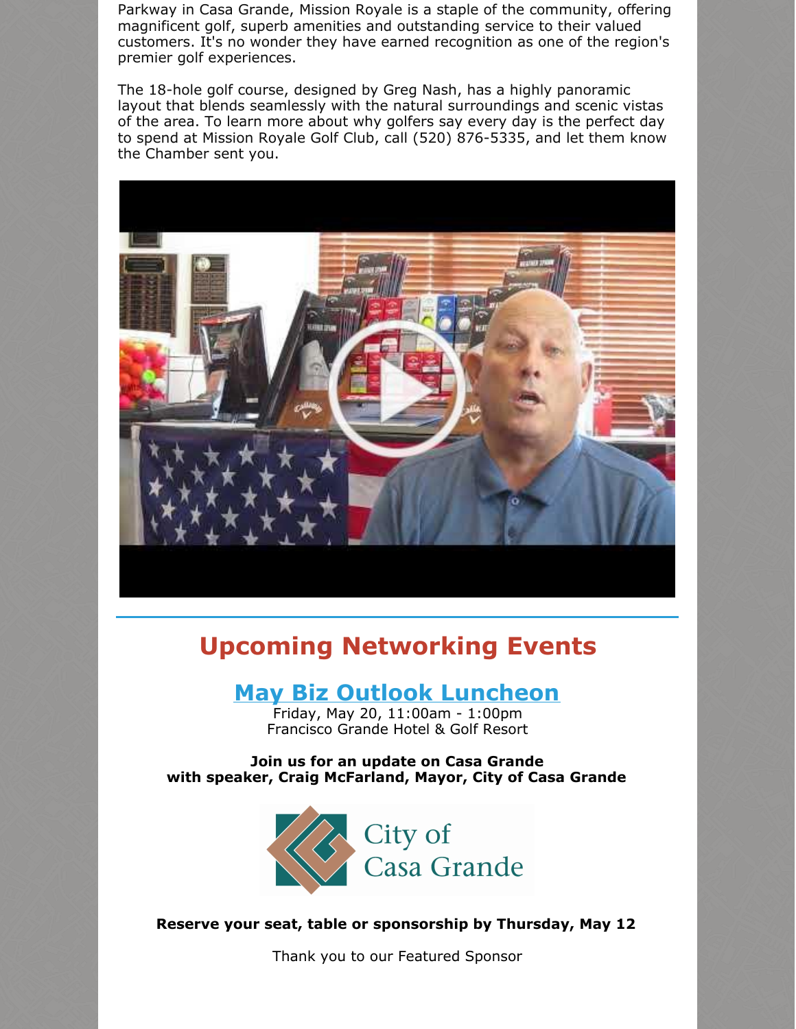Parkway in Casa Grande, Mission Royale is a staple of the community, offering magnificent golf, superb amenities and outstanding service to their valued customers. It's no wonder they have earned recognition as one of the region's premier golf experiences.

The 18-hole golf course, designed by Greg Nash, has a highly panoramic layout that blends seamlessly with the natural surroundings and scenic vistas of the area. To learn more about why golfers say every day is the perfect day to spend at Mission Royale Golf Club, call (520) 876-5335, and let them know the Chamber sent you.

## Upcoming Networking Events

### May Biz Outlook Luncheon

Friday, May 20, 11:00am - 1:00pm
Francisco Grande Hotel & Golf Resort

**Join us for an update on Casa Grande with speaker, Craig McFarland, Mayor, City of Casa Grande**

City of Casa Grande

**Reserve your seat, table or sponsorship by Thursday, May 12**

Thank you to our Featured Sponsor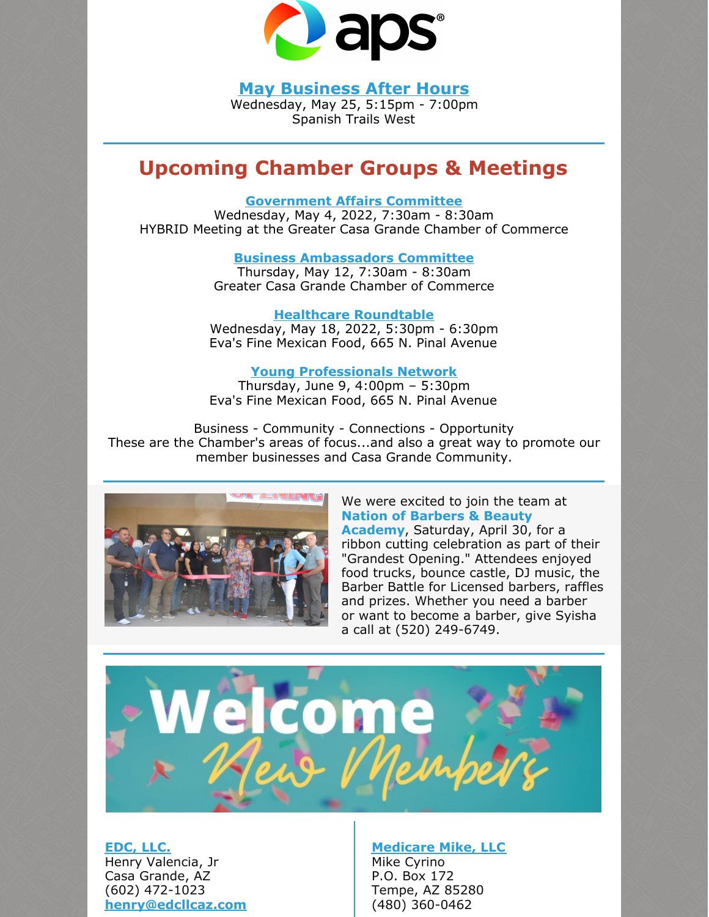## May Business After Hours

Wednesday, May 25, 5:15pm - 7:00pm
Spanish Trails West

## Upcoming Chamber Groups & Meetings

### Government Affairs Committee

Wednesday, May 4, 2022, 7:30am - 8:30am
HYBRID Meeting at the Greater Casa Grande Chamber of Commerce

### Business Ambassadors Committee

Thursday, May 12, 7:30am - 8:30am
Greater Casa Grande Chamber of Commerce

### Healthcare Roundtable

Wednesday, May 18, 2022, 5:30pm - 6:30pm
Eva's Fine Mexican Food, 665 N. Pinal Avenue

### Young Professionals Network

Thursday, June 9, 4:00pm – 5:30pm
Eva's Fine Mexican Food, 665 N. Pinal Avenue

Business - Community - Connections - Opportunity
These are the Chamber's areas of focus...and also a great way to promote our member businesses and Casa Grande Community.

We were excited to join the team at **Nation of Barbers & Beauty Academy**, Saturday, April 30, for a ribbon cutting celebration as part of their "Grandest Opening." Attendees enjoyed food trucks, bounce castle, DJ music, the Barber Battle for Licensed barbers, raffles and prizes. Whether you need a barber or want to become a barber, give Syisha a call at (520) 249-6749.

## Welcome New Members

**EDC, LLC.**
Henry Valencia, Jr
Casa Grande, AZ
(602) 472-1023
henry@edcllcaz.com

**Medicare Mike, LLC**
Mike Cyrino
P.O. Box 172
Tempe, AZ 85280
(480) 360-0462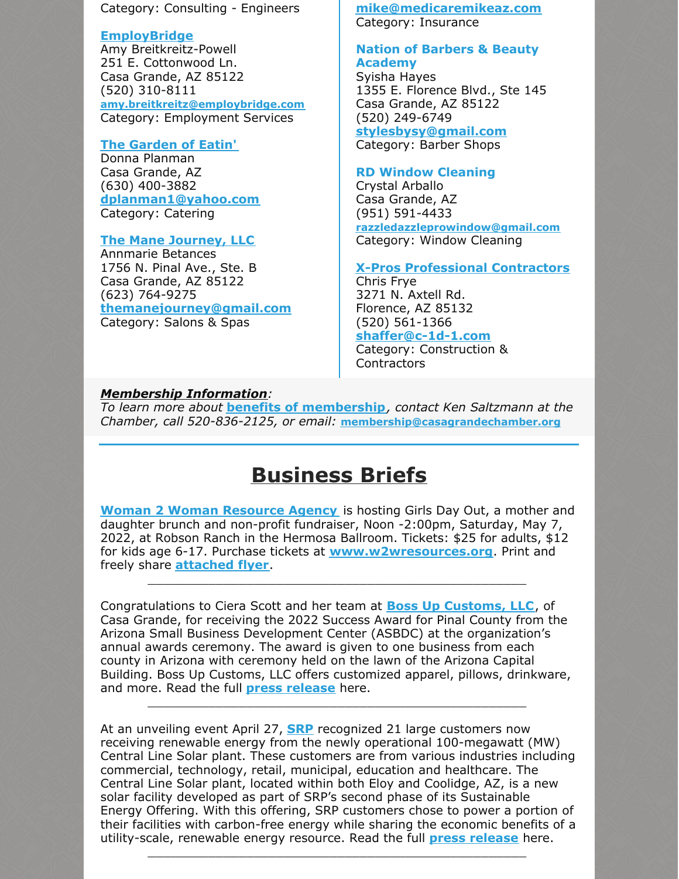Category: Consulting - Engineers

**EmployBridge**
Amy Breitkreitz-Powell
251 E. Cottonwood Ln.
Casa Grande, AZ 85122
(520) 310-8111
amy.breitkreitz@employbridge.com
Category: Employment Services

**The Garden of Eatin'**
Donna Planman
Casa Grande, AZ
(630) 400-3882
dplanman1@yahoo.com
Category: Catering

**The Mane Journey, LLC**
Annmarie Betances
1756 N. Pinal Ave., Ste. B
Casa Grande, AZ 85122
(623) 764-9275
themanejourney@gmail.com
Category: Salons & Spas

mike@medicaremikeaz.com
Category: Insurance

**Nation of Barbers & Beauty Academy**
Syisha Hayes
1355 E. Florence Blvd., Ste 145
Casa Grande, AZ 85122
(520) 249-6749
stylesbysy@gmail.com
Category: Barber Shops

**RD Window Cleaning**
Crystal Arballo
Casa Grande, AZ
(951) 591-4433
razzledazzleprowindow@gmail.com
Category: Window Cleaning

**X-Pros Professional Contractors**
Chris Frye
3271 N. Axtell Rd.
Florence, AZ 85132
(520) 561-1366
shaffer@c-1d-1.com
Category: Construction & Contractors

***Membership Information***:
*To learn more about **benefits of membership**, contact Ken Saltzmann at the Chamber, call 520-836-2125, or email: membership@casagrandechamber.org*

# Business Briefs

**Woman 2 Woman Resource Agency** is hosting Girls Day Out, a mother and daughter brunch and non-profit fundraiser, Noon -2:00pm, Saturday, May 7, 2022, at Robson Ranch in the Hermosa Ballroom. Tickets: $25 for adults, $12 for kids age 6-17. Purchase tickets at **www.w2wresources.org**. Print and freely share **attached flyer**.

---

Congratulations to Ciera Scott and her team at **Boss Up Customs, LLC**, of Casa Grande, for receiving the 2022 Success Award for Pinal County from the Arizona Small Business Development Center (ASBDC) at the organization's annual awards ceremony. The award is given to one business from each county in Arizona with ceremony held on the lawn of the Arizona Capital Building. Boss Up Customs, LLC offers customized apparel, pillows, drinkware, and more. Read the full **press release** here.

---

At an unveiling event April 27, **SRP** recognized 21 large customers now receiving renewable energy from the newly operational 100-megawatt (MW) Central Line Solar plant. These customers are from various industries including commercial, technology, retail, municipal, education and healthcare. The Central Line Solar plant, located within both Eloy and Coolidge, AZ, is a new solar facility developed as part of SRP's second phase of its Sustainable Energy Offering. With this offering, SRP customers chose to power a portion of their facilities with carbon-free energy while sharing the economic benefits of a utility-scale, renewable energy resource. Read the full **press release** here.

---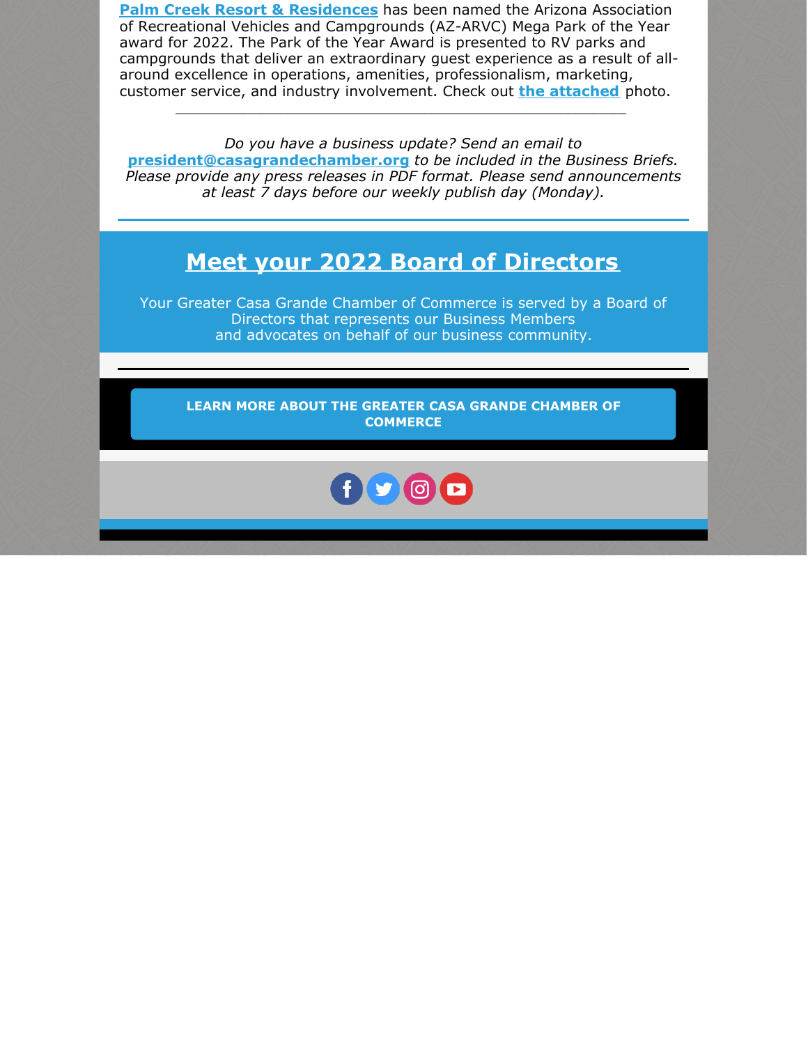**Palm Creek Resort & Residences** has been named the Arizona Association of Recreational Vehicles and Campgrounds (AZ-ARVC) Mega Park of the Year award for 2022. The Park of the Year Award is presented to RV parks and campgrounds that deliver an extraordinary guest experience as a result of all-around excellence in operations, amenities, professionalism, marketing, customer service, and industry involvement. Check out **the attached** photo.

---

*Do you have a business update? Send an email to* **president@casagrandechamber.org** *to be included in the Business Briefs. Please provide any press releases in PDF format. Please send announcements at least 7 days before our weekly publish day (Monday).*

---

## Meet your 2022 Board of Directors

Your Greater Casa Grande Chamber of Commerce is served by a Board of Directors that represents our Business Members and advocates on behalf of our business community.

---

**LEARN MORE ABOUT THE GREATER CASA GRANDE CHAMBER OF COMMERCE**